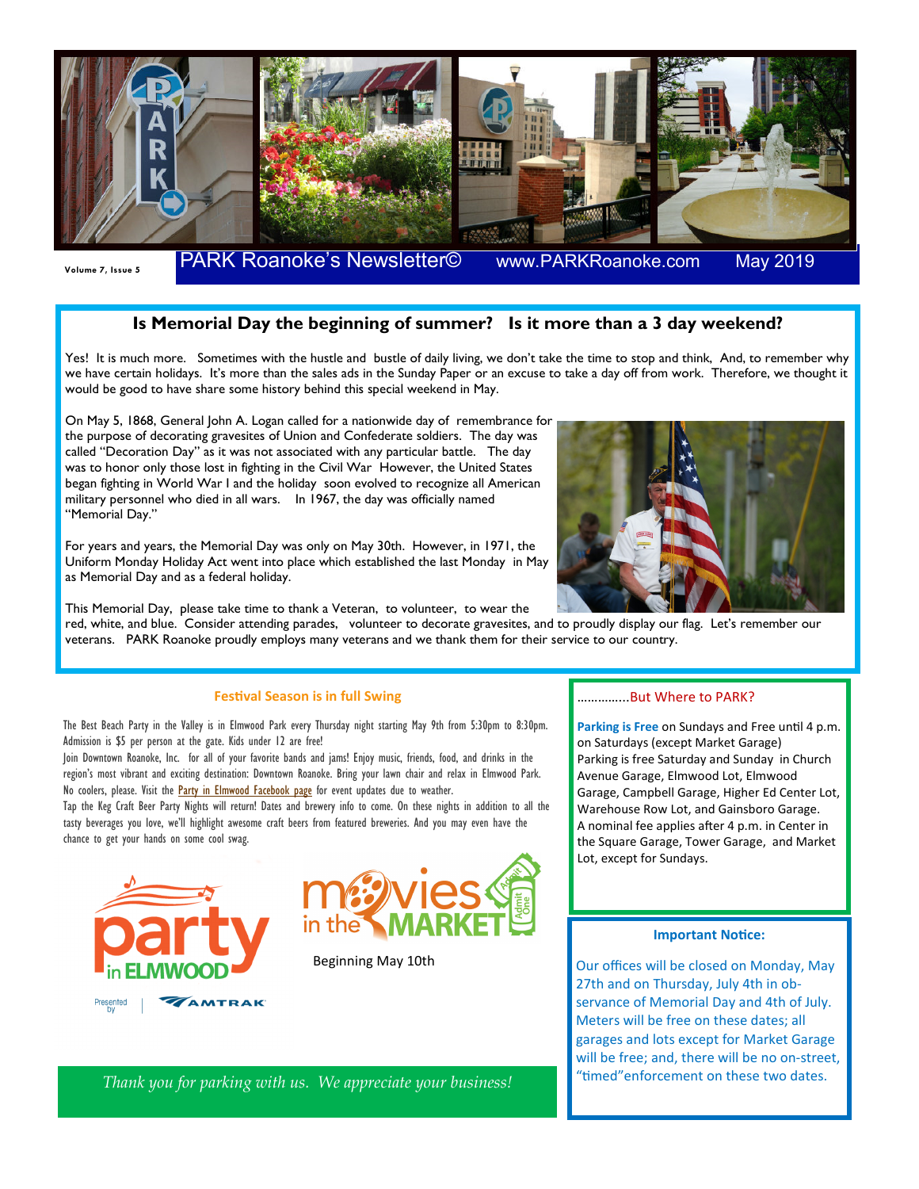Volume 7, Issue 5

PARK Roanoke's Newsletter© www.PARKRoanoke.com May 2019

## Is Memorial Day the beginning of summer? Is it more than a 3 day weekend?

Yes! It is much more. Sometimes with the hustle and bustle of daily living, we don't take the time to stop and think, And, to remember why we have certain holidays. It's more than the sales ads in the Sunday Paper or an excuse to take a day off from work. Therefore, we thought it would be good to have share some history behind this special weekend in May.

On May 5, 1868, General John A. Logan called for a nationwide day of remembrance for the purpose of decorating gravesites of Union and Confederate soldiers. The day was called "Decoration Day" as it was not associated with any particular battle. The day was to honor only those lost in fighting in the Civil War However, the United States began fighting in World War I and the holiday soon evolved to recognize all American military personnel who died in all wars. In 1967, the day was officially named "Memorial Day."

For years and years, the Memorial Day was only on May 30th. However, in 1971, the Uniform Monday Holiday Act went into place which established the last Monday in May as Memorial Day and as a federal holiday.

This Memorial Day, please take time to thank a Veteran, to volunteer, to wear the red, white, and blue. Consider attending parades, volunteer to decorate gravesites, and to proudly display our flag. Let's remember our veterans. PARK Roanoke proudly employs many veterans and we thank them for their service to our country.

### Festival Season is in full Swing

The Best Beach Party in the Valley is in Elmwood Park every Thursday night starting May 9th from 5:30pm to 8:30pm. Admission is $5 per person at the gate. Kids under 12 are free!

Join Downtown Roanoke, Inc. for all of your favorite bands and jams! Enjoy music, friends, food, and drinks in the region's most vibrant and exciting destination: Downtown Roanoke. Bring your lawn chair and relax in Elmwood Park. No coolers, please. Visit the Party in Elmwood Facebook page for event updates due to weather.

Tap the Keg Craft Beer Party Nights will return! Dates and brewery info to come. On these nights in addition to all the tasty beverages you love, we'll highlight awesome craft beers from featured breweries. And you may even have the chance to get your hands on some cool swag.

party in ELMWOOD

Presented by AMTRAK

movies in the MARKET

Beginning May 10th

*Thank you for parking with us. We appreciate your business!*

### ..............But Where to PARK?

**Parking is Free** on Sundays and Free until 4 p.m. on Saturdays (except Market Garage)

Parking is free Saturday and Sunday in Church Avenue Garage, Elmwood Lot, Elmwood Garage, Campbell Garage, Higher Ed Center Lot, Warehouse Row Lot, and Gainsboro Garage.

A nominal fee applies after 4 p.m. in Center in the Square Garage, Tower Garage, and Market Lot, except for Sundays.

### Important Notice:

Our offices will be closed on Monday, May 27th and on Thursday, July 4th in observance of Memorial Day and 4th of July. Meters will be free on these dates; all garages and lots except for Market Garage will be free; and, there will be no on-street, "timed"enforcement on these two dates.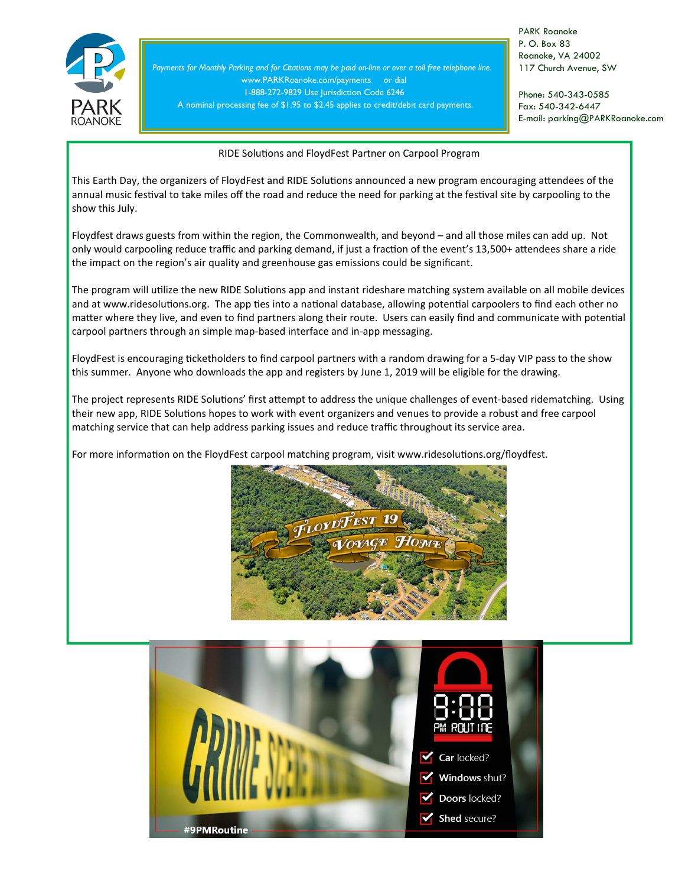PARK Roanoke
P. O. Box 83
Roanoke, VA 24002
117 Church Avenue, SW

Phone: 540-343-0585
Fax: 540-342-6447
E-mail: parking@PARKRoanoke.com

*Payments for Monthly Parking and for Citations may be paid on-line or over a toll free telephone line.*
www.PARKRoanoke.com/payments or dial
1-888-272-9829 Use Jurisdiction Code 6246
A nominal processing fee of $1.95 to $2.45 applies to credit/debit card payments.

## RIDE Solutions and FloydFest Partner on Carpool Program

This Earth Day, the organizers of FloydFest and RIDE Solutions announced a new program encouraging attendees of the annual music festival to take miles off the road and reduce the need for parking at the festival site by carpooling to the show this July.

Floydfest draws guests from within the region, the Commonwealth, and beyond – and all those miles can add up. Not only would carpooling reduce traffic and parking demand, if just a fraction of the event's 13,500+ attendees share a ride the impact on the region's air quality and greenhouse gas emissions could be significant.

The program will utilize the new RIDE Solutions app and instant rideshare matching system available on all mobile devices and at www.ridesolutions.org. The app ties into a national database, allowing potential carpoolers to find each other no matter where they live, and even to find partners along their route. Users can easily find and communicate with potential carpool partners through an simple map-based interface and in-app messaging.

FloydFest is encouraging ticketholders to find carpool partners with a random drawing for a 5-day VIP pass to the show this summer. Anyone who downloads the app and registers by June 1, 2019 will be eligible for the drawing.

The project represents RIDE Solutions' first attempt to address the unique challenges of event-based ridematching. Using their new app, RIDE Solutions hopes to work with event organizers and venues to provide a robust and free carpool matching service that can help address parking issues and reduce traffic throughout its service area.

For more information on the FloydFest carpool matching program, visit www.ridesolutions.org/floydfest.